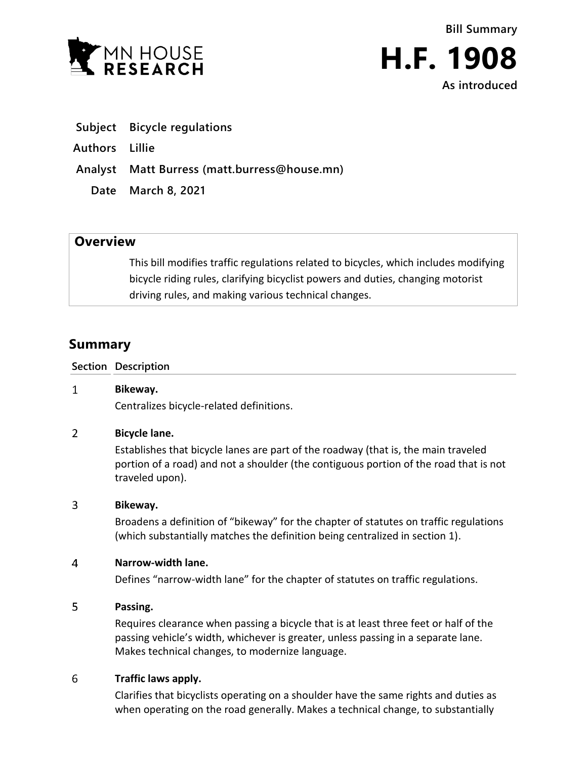MN HOUSE RESEARCH

# Bill Summary

# H.F. 1908

**As introduced**

**Subject** Bicycle regulations

**Authors** Lillie

**Analyst** Matt Burress (matt.burress@house.mn)

**Date** March 8, 2021

## Overview

This bill modifies traffic regulations related to bicycles, which includes modifying bicycle riding rules, clarifying bicyclist powers and duties, changing motorist driving rules, and making various technical changes.

## Summary

| Section | Description |
|---|---|
| 1 | **Bikeway.**<br>Centralizes bicycle-related definitions. |
| 2 | **Bicycle lane.**<br>Establishes that bicycle lanes are part of the roadway (that is, the main traveled portion of a road) and not a shoulder (the contiguous portion of the road that is not traveled upon). |
| 3 | **Bikeway.**<br>Broadens a definition of "bikeway" for the chapter of statutes on traffic regulations (which substantially matches the definition being centralized in section 1). |
| 4 | **Narrow-width lane.**<br>Defines "narrow-width lane" for the chapter of statutes on traffic regulations. |
| 5 | **Passing.**<br>Requires clearance when passing a bicycle that is at least three feet or half of the passing vehicle's width, whichever is greater, unless passing in a separate lane. Makes technical changes, to modernize language. |
| 6 | **Traffic laws apply.**<br>Clarifies that bicyclists operating on a shoulder have the same rights and duties as when operating on the road generally. Makes a technical change, to substantially |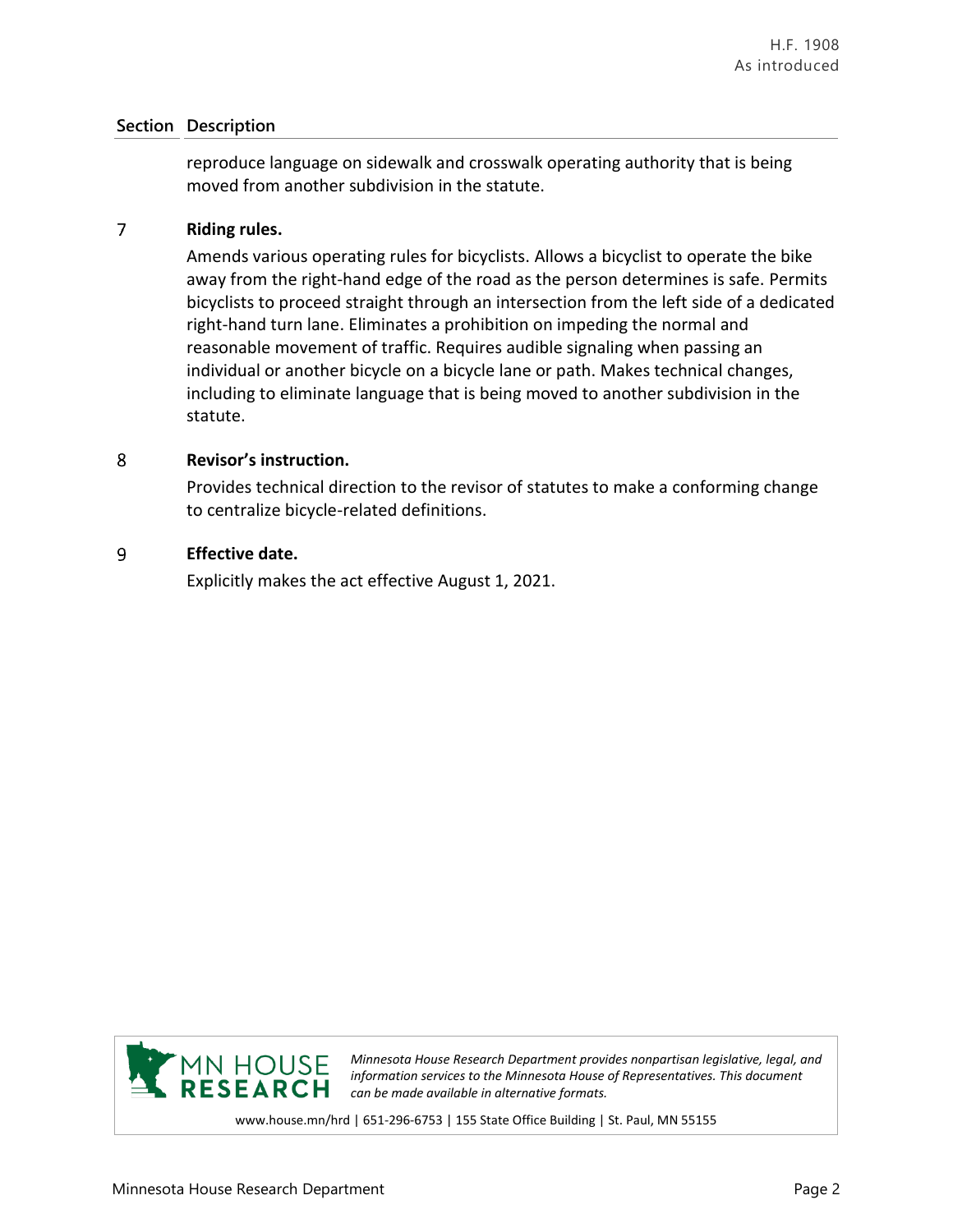| Section | Description |
|---|---|
| | reproduce language on sidewalk and crosswalk operating authority that is being moved from another subdivision in the statute. |
| 7 | **Riding rules.**<br>Amends various operating rules for bicyclists. Allows a bicyclist to operate the bike away from the right-hand edge of the road as the person determines is safe. Permits bicyclists to proceed straight through an intersection from the left side of a dedicated right-hand turn lane. Eliminates a prohibition on impeding the normal and reasonable movement of traffic. Requires audible signaling when passing an individual or another bicycle on a bicycle lane or path. Makes technical changes, including to eliminate language that is being moved to another subdivision in the statute. |
| 8 | **Revisor's instruction.**<br>Provides technical direction to the revisor of statutes to make a conforming change to centralize bicycle-related definitions. |
| 9 | **Effective date.**<br>Explicitly makes the act effective August 1, 2021. |

MN HOUSE RESEARCH

*Minnesota House Research Department provides nonpartisan legislative, legal, and information services to the Minnesota House of Representatives. This document can be made available in alternative formats.*

www.house.mn/hrd | 651-296-6753 | 155 State Office Building | St. Paul, MN 55155